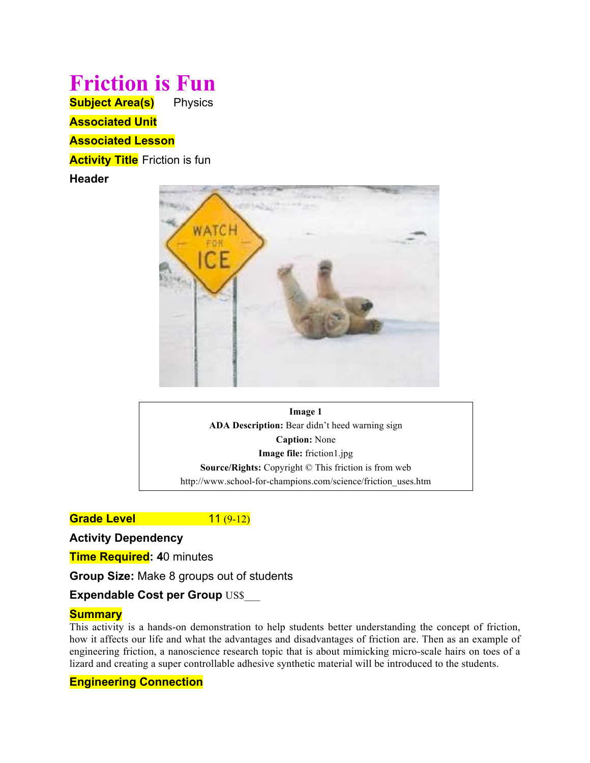# Friction is Fun

**Subject Area(s)** Physics

**Associated Unit**

**Associated Lesson**

**Activity Title** Friction is fun

**Header**

**Image 1**
**ADA Description:** Bear didn't heed warning sign
**Caption:** None
**Image file:** friction1.jpg
**Source/Rights:** Copyright © This friction is from web http://www.school-for-champions.com/science/friction_uses.htm

**Grade Level** 11 (9-12)

**Activity Dependency**

**Time Required:** 40 minutes

**Group Size:** Make 8 groups out of students

**Expendable Cost per Group** US$___

**Summary**

This activity is a hands-on demonstration to help students better understanding the concept of friction, how it affects our life and what the advantages and disadvantages of friction are. Then as an example of engineering friction, a nanoscience research topic that is about mimicking micro-scale hairs on toes of a lizard and creating a super controllable adhesive synthetic material will be introduced to the students.

**Engineering Connection**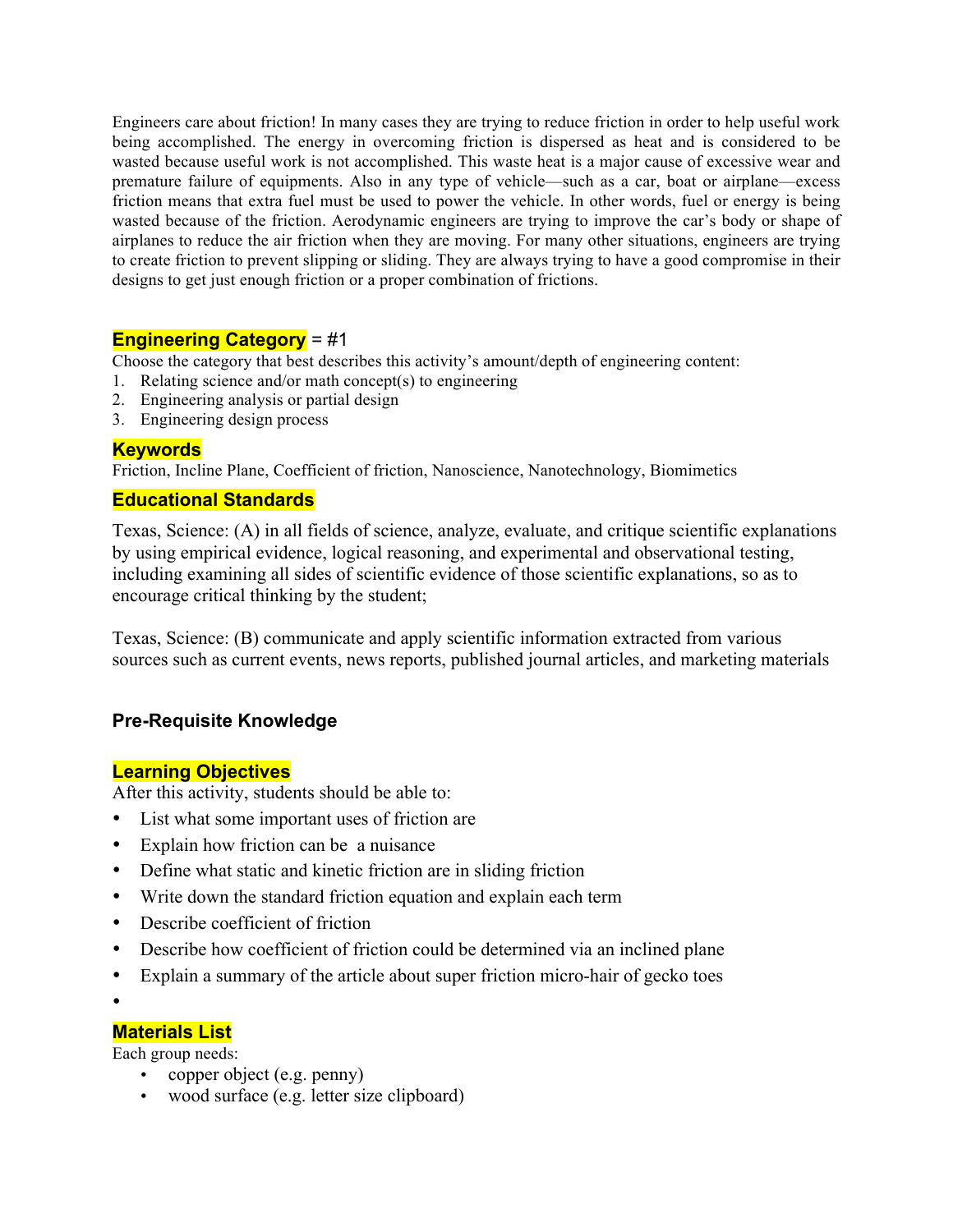Engineers care about friction! In many cases they are trying to reduce friction in order to help useful work being accomplished. The energy in overcoming friction is dispersed as heat and is considered to be wasted because useful work is not accomplished. This waste heat is a major cause of excessive wear and premature failure of equipments. Also in any type of vehicle—such as a car, boat or airplane—excess friction means that extra fuel must be used to power the vehicle. In other words, fuel or energy is being wasted because of the friction. Aerodynamic engineers are trying to improve the car's body or shape of airplanes to reduce the air friction when they are moving. For many other situations, engineers are trying to create friction to prevent slipping or sliding. They are always trying to have a good compromise in their designs to get just enough friction or a proper combination of frictions.

## Engineering Category = #1

Choose the category that best describes this activity's amount/depth of engineering content:

1. Relating science and/or math concept(s) to engineering
2. Engineering analysis or partial design
3. Engineering design process

## Keywords

Friction, Incline Plane, Coefficient of friction, Nanoscience, Nanotechnology, Biomimetics

## Educational Standards

Texas, Science: (A) in all fields of science, analyze, evaluate, and critique scientific explanations by using empirical evidence, logical reasoning, and experimental and observational testing, including examining all sides of scientific evidence of those scientific explanations, so as to encourage critical thinking by the student;

Texas, Science: (B) communicate and apply scientific information extracted from various sources such as current events, news reports, published journal articles, and marketing materials

## Pre-Requisite Knowledge

## Learning Objectives

After this activity, students should be able to:

- List what some important uses of friction are
- Explain how friction can be a nuisance
- Define what static and kinetic friction are in sliding friction
- Write down the standard friction equation and explain each term
- Describe coefficient of friction
- Describe how coefficient of friction could be determined via an inclined plane
- Explain a summary of the article about super friction micro-hair of gecko toes
- 

## Materials List

Each group needs:

- copper object (e.g. penny)
- wood surface (e.g. letter size clipboard)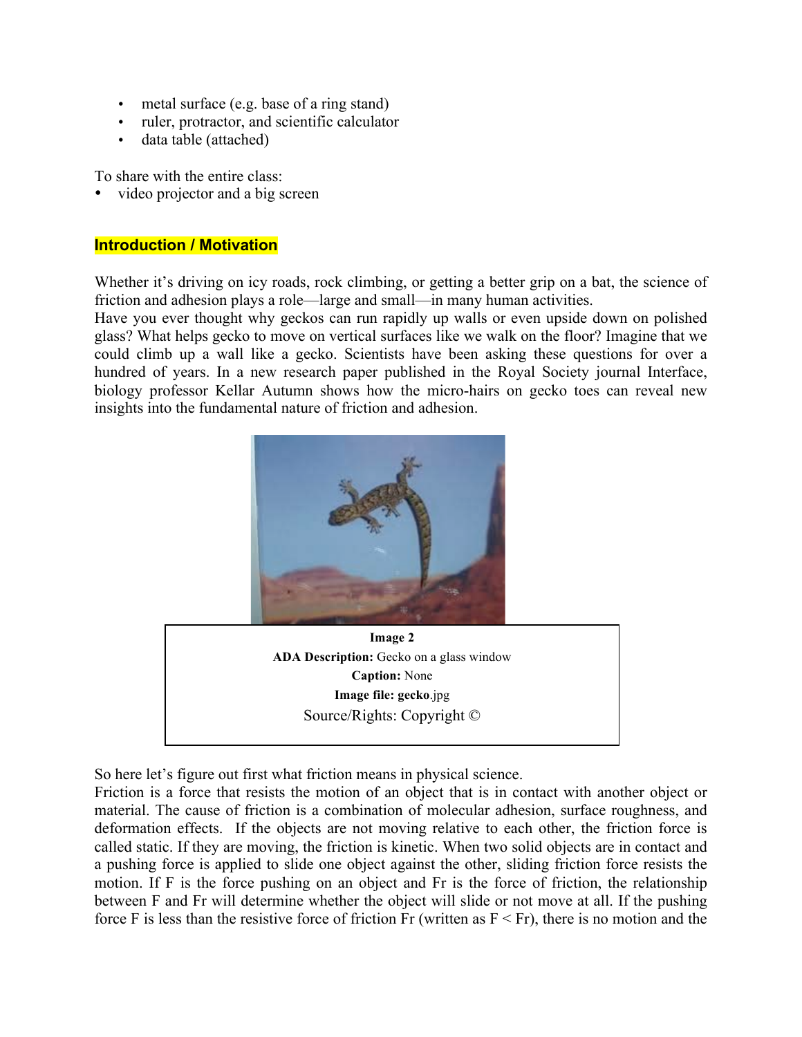- metal surface (e.g. base of a ring stand)
- ruler, protractor, and scientific calculator
- data table (attached)

To share with the entire class:

- video projector and a big screen

## Introduction / Motivation

Whether it's driving on icy roads, rock climbing, or getting a better grip on a bat, the science of friction and adhesion plays a role—large and small—in many human activities.
Have you ever thought why geckos can run rapidly up walls or even upside down on polished glass? What helps gecko to move on vertical surfaces like we walk on the floor? Imagine that we could climb up a wall like a gecko. Scientists have been asking these questions for over a hundred of years. In a new research paper published in the Royal Society journal Interface, biology professor Kellar Autumn shows how the micro-hairs on gecko toes can reveal new insights into the fundamental nature of friction and adhesion.

**Image 2**
**ADA Description:** Gecko on a glass window
**Caption:** None
**Image file: gecko**.jpg
Source/Rights: Copyright ©

So here let's figure out first what friction means in physical science.
Friction is a force that resists the motion of an object that is in contact with another object or material. The cause of friction is a combination of molecular adhesion, surface roughness, and deformation effects. If the objects are not moving relative to each other, the friction force is called static. If they are moving, the friction is kinetic. When two solid objects are in contact and a pushing force is applied to slide one object against the other, sliding friction force resists the motion. If F is the force pushing on an object and Fr is the force of friction, the relationship between F and Fr will determine whether the object will slide or not move at all. If the pushing force F is less than the resistive force of friction Fr (written as $F < Fr$), there is no motion and the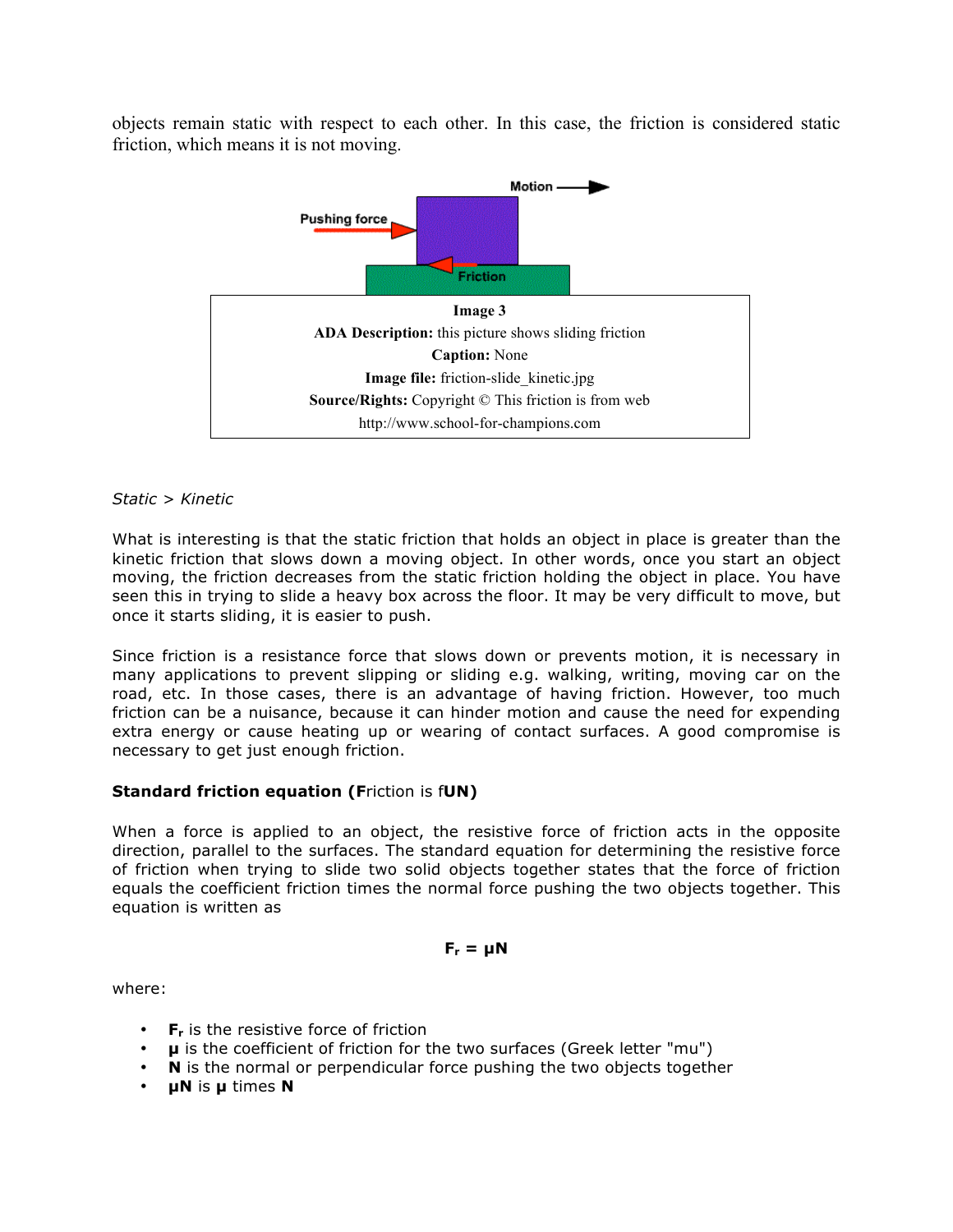objects remain static with respect to each other. In this case, the friction is considered static friction, which means it is not moving.

| Image 3 |
| --- |
| **ADA Description:** this picture shows sliding friction |
| **Caption:** None |
| **Image file:** friction-slide_kinetic.jpg |
| **Source/Rights:** Copyright © This friction is from web http://www.school-for-champions.com |

*Static > Kinetic*

What is interesting is that the static friction that holds an object in place is greater than the kinetic friction that slows down a moving object. In other words, once you start an object moving, the friction decreases from the static friction holding the object in place. You have seen this in trying to slide a heavy box across the floor. It may be very difficult to move, but once it starts sliding, it is easier to push.

Since friction is a resistance force that slows down or prevents motion, it is necessary in many applications to prevent slipping or sliding e.g. walking, writing, moving car on the road, etc. In those cases, there is an advantage of having friction. However, too much friction can be a nuisance, because it can hinder motion and cause the need for expending extra energy or cause heating up or wearing of contact surfaces. A good compromise is necessary to get just enough friction.

**Standard friction equation (F**riction is f**UN)**

When a force is applied to an object, the resistive force of friction acts in the opposite direction, parallel to the surfaces. The standard equation for determining the resistive force of friction when trying to slide two solid objects together states that the force of friction equals the coefficient friction times the normal force pushing the two objects together. This equation is written as

$$F_r = \mu N$$

where:

- $F_r$ is the resistive force of friction
- $\mu$ is the coefficient of friction for the two surfaces (Greek letter "mu")
- $N$ is the normal or perpendicular force pushing the two objects together
- $\mu N$ is $\mu$ times $N$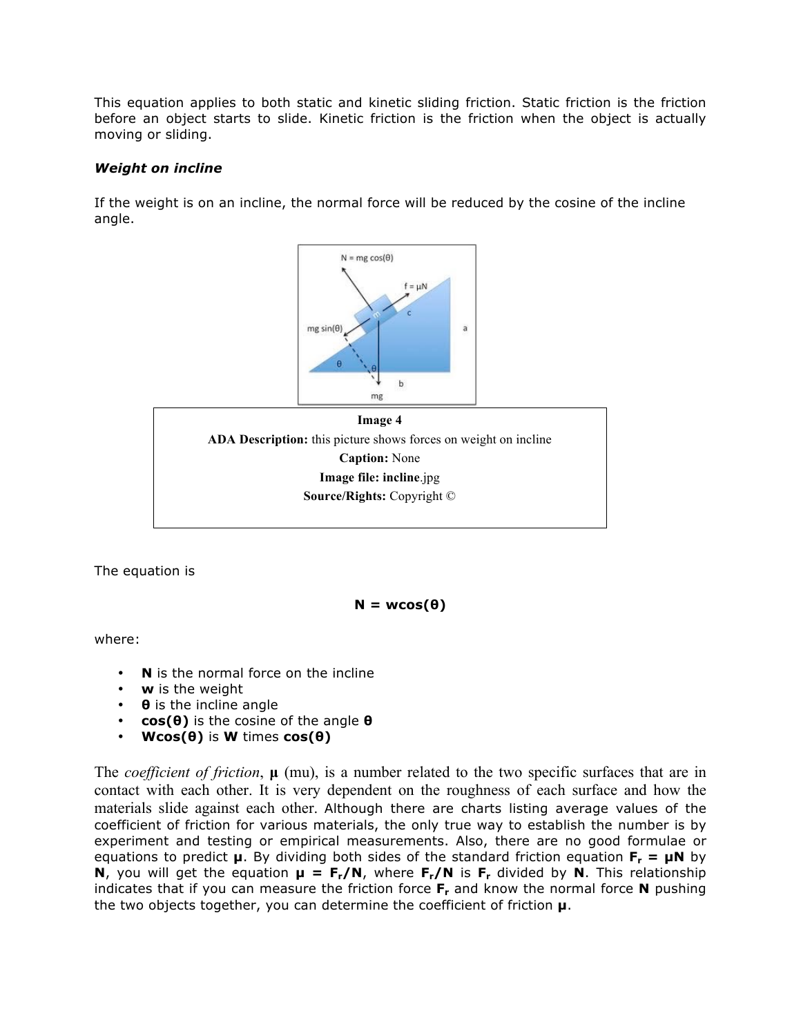This equation applies to both static and kinetic sliding friction. Static friction is the friction before an object starts to slide. Kinetic friction is the friction when the object is actually moving or sliding.

***Weight on incline***

If the weight is on an incline, the normal force will be reduced by the cosine of the incline angle.

| Image 4 |
| --- |
| **ADA Description:** this picture shows forces on weight on incline |
| **Caption:** None |
| **Image file: incline**.jpg |
| **Source/Rights:** Copyright © |

The equation is

$$\mathbf{N = w\cos(\theta)}$$

where:

- **N** is the normal force on the incline
- **w** is the weight
- **θ** is the incline angle
- **cos(θ)** is the cosine of the angle **θ**
- **Wcos(θ)** is **W** times **cos(θ)**

The *coefficient of friction*, **μ** (mu), is a number related to the two specific surfaces that are in contact with each other. It is very dependent on the roughness of each surface and how the materials slide against each other. Although there are charts listing average values of the coefficient of friction for various materials, the only true way to establish the number is by experiment and testing or empirical measurements. Also, there are no good formulae or equations to predict **μ**. By dividing both sides of the standard friction equation $\mathbf{F_r = \mu N}$ by **N**, you will get the equation $\mathbf{\mu = F_r/N}$, where $\mathbf{F_r/N}$ is $\mathbf{F_r}$ divided by **N**. This relationship indicates that if you can measure the friction force $\mathbf{F_r}$ and know the normal force **N** pushing the two objects together, you can determine the coefficient of friction **μ**.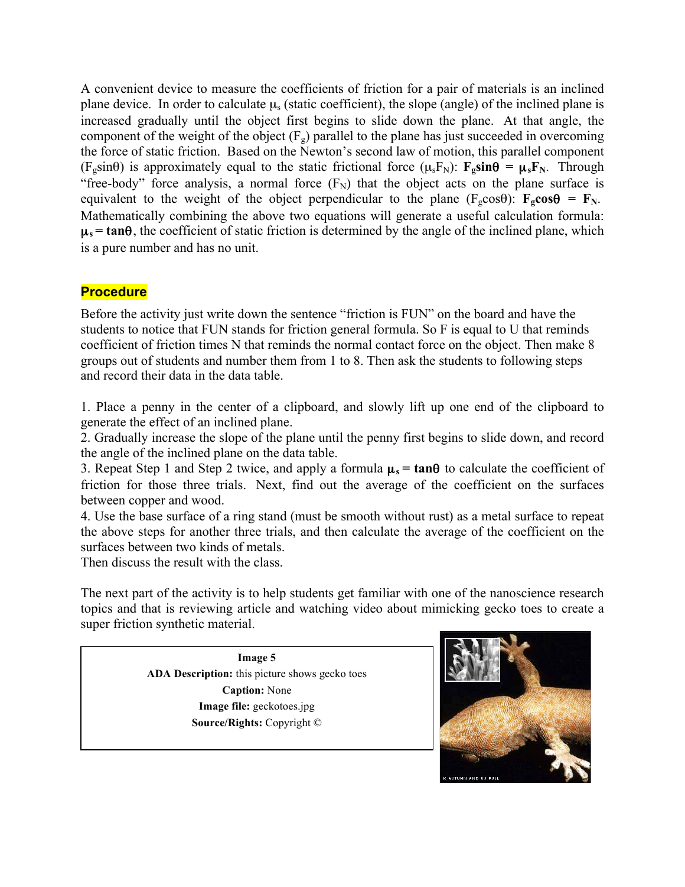A convenient device to measure the coefficients of friction for a pair of materials is an inclined plane device. In order to calculate $\mu_s$ (static coefficient), the slope (angle) of the inclined plane is increased gradually until the object first begins to slide down the plane. At that angle, the component of the weight of the object ($F_g$) parallel to the plane has just succeeded in overcoming the force of static friction. Based on the Newton's second law of motion, this parallel component ($F_g \sin\theta$) is approximately equal to the static frictional force ($\mu_s F_N$): $\mathbf{F_g \sin\theta = \mu_s F_N}$. Through "free-body" force analysis, a normal force ($F_N$) that the object acts on the plane surface is equivalent to the weight of the object perpendicular to the plane ($F_g \cos\theta$): $\mathbf{F_g \cos\theta = F_N}$. Mathematically combining the above two equations will generate a useful calculation formula: $\mathbf{\mu_s = \tan\theta}$, the coefficient of static friction is determined by the angle of the inclined plane, which is a pure number and has no unit.

## Procedure

Before the activity just write down the sentence "friction is FUN" on the board and have the students to notice that FUN stands for friction general formula. So F is equal to U that reminds coefficient of friction times N that reminds the normal contact force on the object. Then make 8 groups out of students and number them from 1 to 8. Then ask the students to following steps and record their data in the data table.

1. Place a penny in the center of a clipboard, and slowly lift up one end of the clipboard to generate the effect of an inclined plane.
2. Gradually increase the slope of the plane until the penny first begins to slide down, and record the angle of the inclined plane on the data table.
3. Repeat Step 1 and Step 2 twice, and apply a formula $\mathbf{\mu_s = \tan\theta}$ to calculate the coefficient of friction for those three trials. Next, find out the average of the coefficient on the surfaces between copper and wood.
4. Use the base surface of a ring stand (must be smooth without rust) as a metal surface to repeat the above steps for another three trials, and then calculate the average of the coefficient on the surfaces between two kinds of metals.

Then discuss the result with the class.

The next part of the activity is to help students get familiar with one of the nanoscience research topics and that is reviewing article and watching video about mimicking gecko toes to create a super friction synthetic material.

**Image 5**
**ADA Description:** this picture shows gecko toes
**Caption:** None
**Image file:** geckotoes.jpg
**Source/Rights:** Copyright ©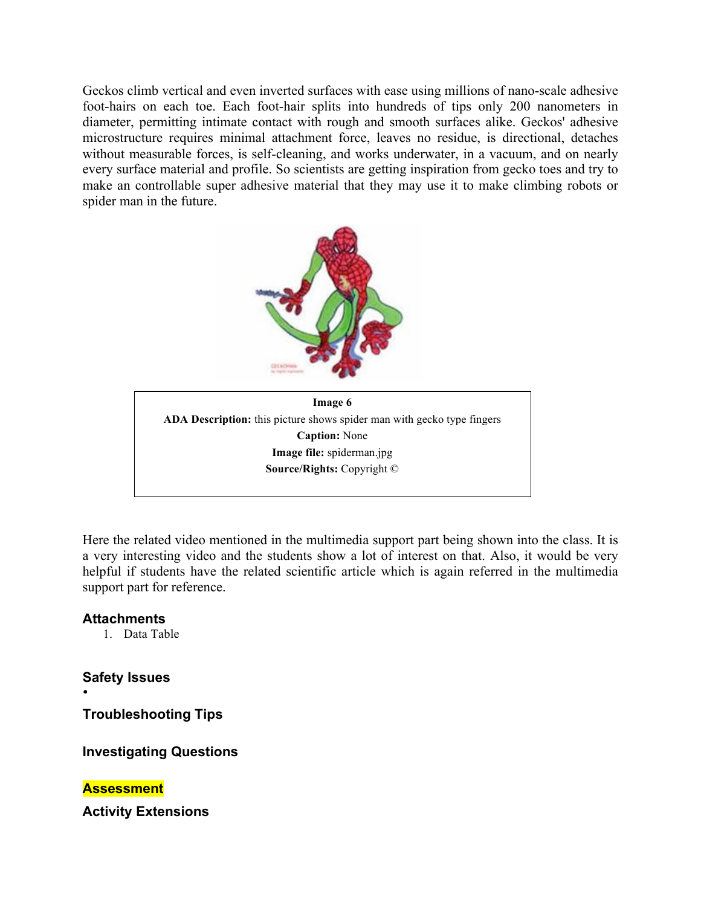Geckos climb vertical and even inverted surfaces with ease using millions of nano-scale adhesive foot-hairs on each toe. Each foot-hair splits into hundreds of tips only 200 nanometers in diameter, permitting intimate contact with rough and smooth surfaces alike. Geckos' adhesive microstructure requires minimal attachment force, leaves no residue, is directional, detaches without measurable forces, is self-cleaning, and works underwater, in a vacuum, and on nearly every surface material and profile. So scientists are getting inspiration from gecko toes and try to make an controllable super adhesive material that they may use it to make climbing robots or spider man in the future.

| **Image 6** |
| --- |
| **ADA Description:** this picture shows spider man with gecko type fingers |
| **Caption:** None |
| **Image file:** spiderman.jpg |
| **Source/Rights:** Copyright © |

Here the related video mentioned in the multimedia support part being shown into the class. It is a very interesting video and the students show a lot of interest on that. Also, it would be very helpful if students have the related scientific article which is again referred in the multimedia support part for reference.

## Attachments

1. Data Table

## Safety Issues

•

## Troubleshooting Tips

## Investigating Questions

## Assessment

## Activity Extensions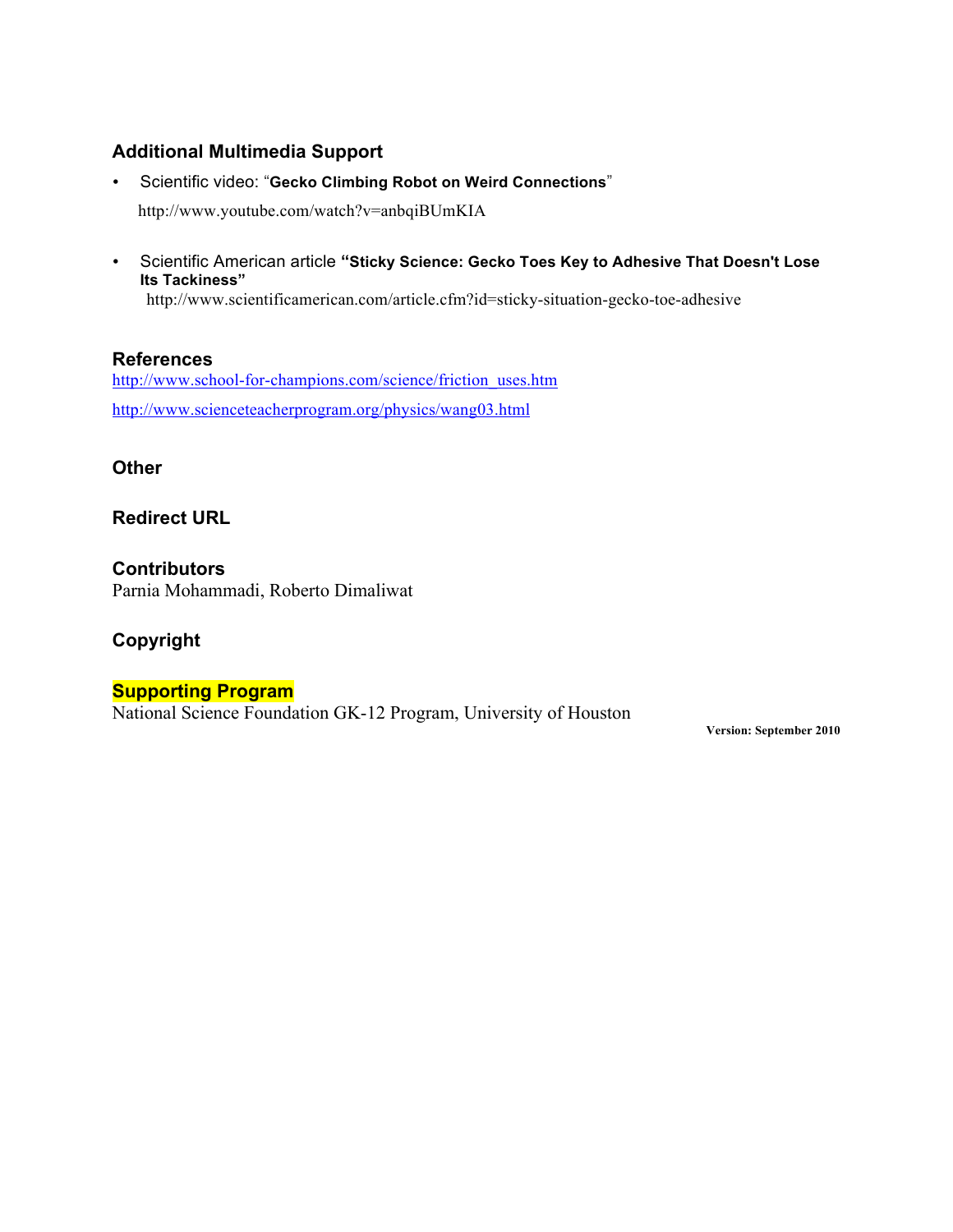### Additional Multimedia Support

- Scientific video: "**Gecko Climbing Robot on Weird Connections**"
  http://www.youtube.com/watch?v=anbqiBUmKIA

- Scientific American article **"Sticky Science: Gecko Toes Key to Adhesive That Doesn't Lose Its Tackiness"**
  http://www.scientificamerican.com/article.cfm?id=sticky-situation-gecko-toe-adhesive

### References

http://www.school-for-champions.com/science/friction_uses.htm

http://www.scienceteacherprogram.org/physics/wang03.html

### Other

### Redirect URL

### Contributors

Parnia Mohammadi, Roberto Dimaliwat

### Copyright

### Supporting Program

National Science Foundation GK-12 Program, University of Houston

**Version: September 2010**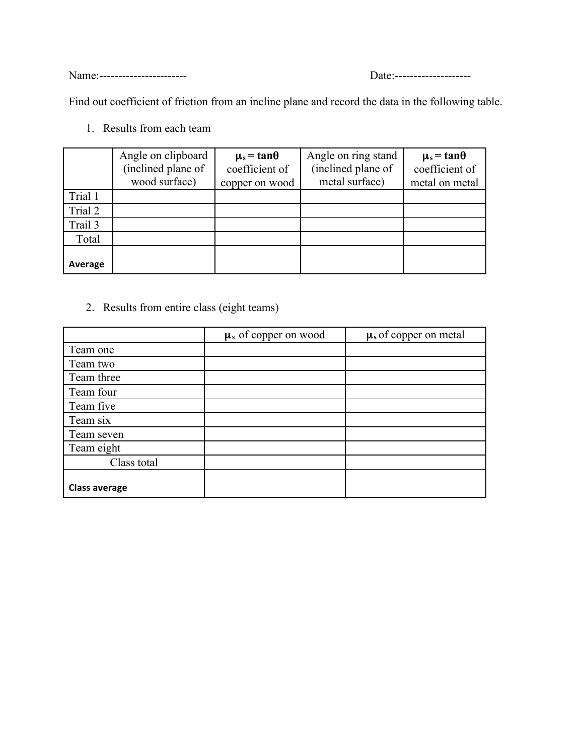Name:----------------------- Date:--------------------

Find out coefficient of friction from an incline plane and record the data in the following table.

1. Results from each team

| | Angle on clipboard (inclined plane of wood surface) | **$\mu_s = \tan\theta$** coefficient of copper on wood | Angle on ring stand (inclined plane of metal surface) | **$\mu_s = \tan\theta$** coefficient of metal on metal |
|---|---|---|---|---|
| Trial 1 | | | | |
| Trial 2 | | | | |
| Trail 3 | | | | |
| Total | | | | |
| **Average** | | | | |

2. Results from entire class (eight teams)

| | **$\mu_s$** of copper on wood | **$\mu_s$** of copper on metal |
|---|---|---|
| Team one | | |
| Team two | | |
| Team three | | |
| Team four | | |
| Team five | | |
| Team six | | |
| Team seven | | |
| Team eight | | |
| Class total | | |
| **Class average** | | |